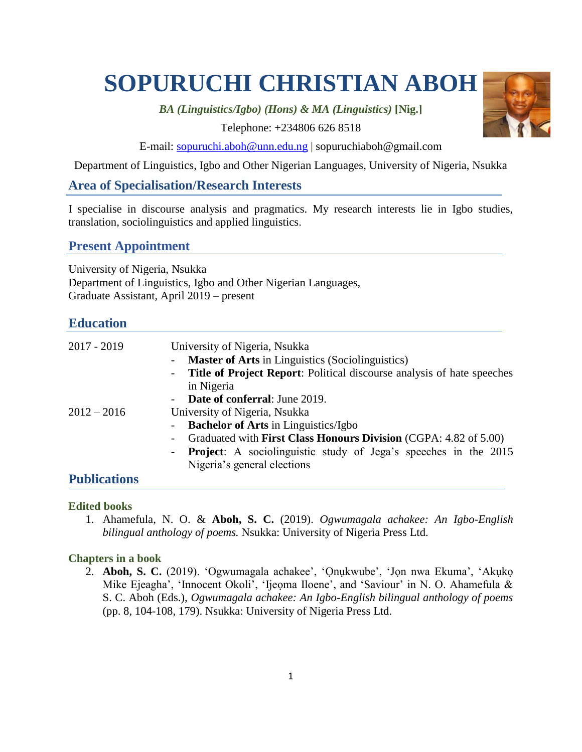# SOPURUCHI CHRISTIAN ABOH

*BA (Linguistics/Igbo) (Hons) & MA (Linguistics)* **[Nig.]**

Telephone: +234806 626 8518

E-mail: sopuruchi.aboh@unn.edu.ng | sopuruchiaboh@gmail.com

Department of Linguistics, Igbo and Other Nigerian Languages, University of Nigeria, Nsukka

## Area of Specialisation/Research Interests

I specialise in discourse analysis and pragmatics. My research interests lie in Igbo studies, translation, sociolinguistics and applied linguistics.

## Present Appointment

University of Nigeria, Nsukka
Department of Linguistics, Igbo and Other Nigerian Languages,
Graduate Assistant, April 2019 – present

## Education

2017 - 2019 University of Nigeria, Nsukka

- **Master of Arts** in Linguistics (Sociolinguistics)
- **Title of Project Report**: Political discourse analysis of hate speeches in Nigeria
- **Date of conferral**: June 2019.

2012 – 2016 University of Nigeria, Nsukka

- **Bachelor of Arts** in Linguistics/Igbo
- Graduated with **First Class Honours Division** (CGPA: 4.82 of 5.00)
- **Project**: A sociolinguistic study of Jega's speeches in the 2015 Nigeria's general elections

## Publications

### Edited books

1. Ahamefula, N. O. & **Aboh, S. C.** (2019). *Ogwumagala achakee: An Igbo-English bilingual anthology of poems.* Nsukka: University of Nigeria Press Ltd.

### Chapters in a book

2. **Aboh, S. C.** (2019). 'Ogwumagala achakee', 'Ọnụkwube', 'Jọn nwa Ekuma', 'Akụkọ Mike Ejeagha', 'Innocent Okoli', 'Ijeọma Iloene', and 'Saviour' in N. O. Ahamefula & S. C. Aboh (Eds.), *Ogwumagala achakee: An Igbo-English bilingual anthology of poems* (pp. 8, 104-108, 179). Nsukka: University of Nigeria Press Ltd.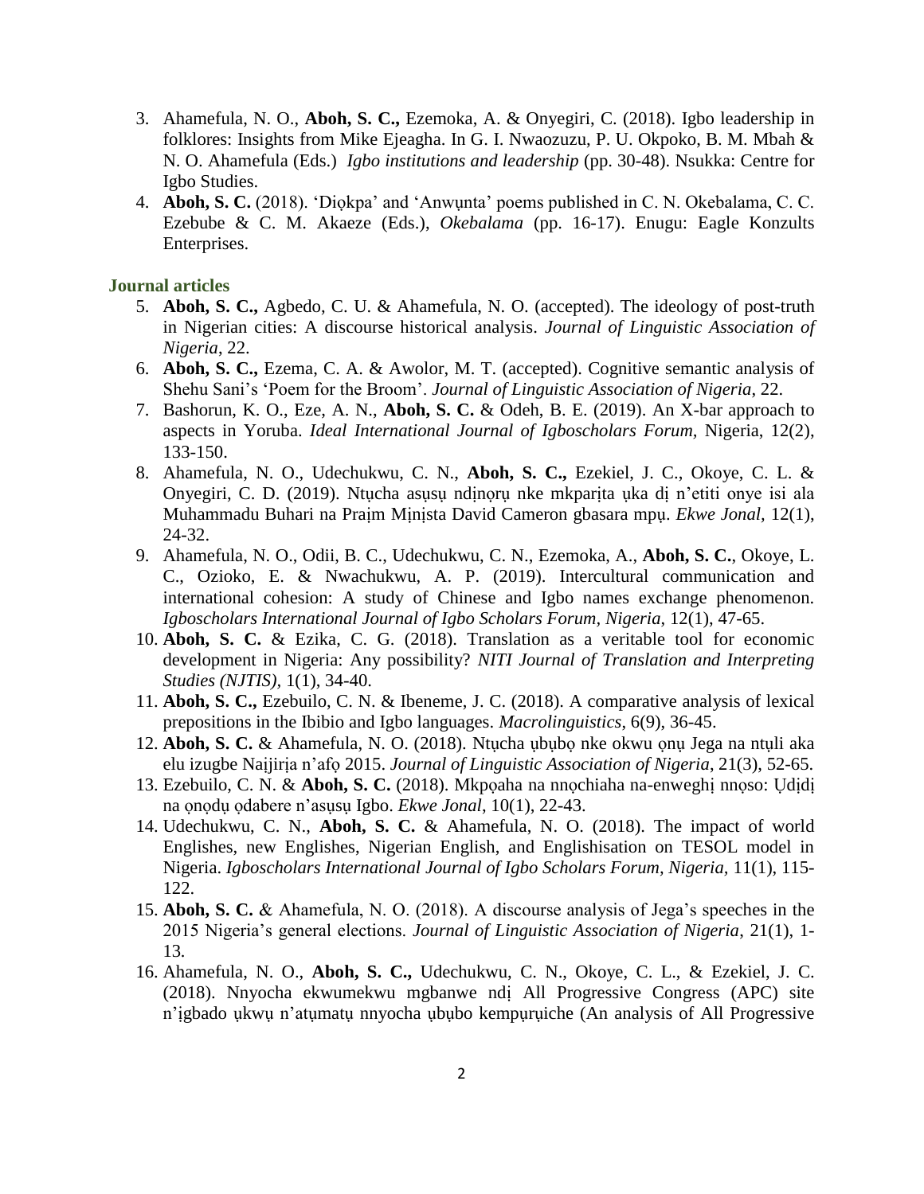3. Ahamefula, N. O., **Aboh, S. C.,** Ezemoka, A. & Onyegiri, C. (2018). Igbo leadership in folklores: Insights from Mike Ejeagha. In G. I. Nwaozuzu, P. U. Okpoko, B. M. Mbah & N. O. Ahamefula (Eds.) *Igbo institutions and leadership* (pp. 30-48). Nsukka: Centre for Igbo Studies.
4. **Aboh, S. C.** (2018). 'Diọkpa' and 'Anwụnta' poems published in C. N. Okebalama, C. C. Ezebube & C. M. Akaeze (Eds.), *Okebalama* (pp. 16-17). Enugu: Eagle Konzults Enterprises.

### Journal articles

5. **Aboh, S. C.,** Agbedo, C. U. & Ahamefula, N. O. (accepted). The ideology of post-truth in Nigerian cities: A discourse historical analysis. *Journal of Linguistic Association of Nigeria*, 22.
6. **Aboh, S. C.,** Ezema, C. A. & Awolor, M. T. (accepted). Cognitive semantic analysis of Shehu Sani's 'Poem for the Broom'. *Journal of Linguistic Association of Nigeria*, 22.
7. Bashorun, K. O., Eze, A. N., **Aboh, S. C.** & Odeh, B. E. (2019). An X-bar approach to aspects in Yoruba. *Ideal International Journal of Igboscholars Forum,* Nigeria, 12(2), 133-150.
8. Ahamefula, N. O., Udechukwu, C. N., **Aboh, S. C.,** Ezekiel, J. C., Okoye, C. L. & Onyegiri, C. D. (2019). Ntụcha asụsụ ndịnọrụ nke mkparịta ụka dị n'etiti onye isi ala Muhammadu Buhari na Praịm Mịnịsta David Cameron gbasara mpụ. *Ekwe Jonal*, 12(1), 24-32.
9. Ahamefula, N. O., Odii, B. C., Udechukwu, C. N., Ezemoka, A., **Aboh, S. C.**, Okoye, L. C., Ozioko, E. & Nwachukwu, A. P. (2019). Intercultural communication and international cohesion: A study of Chinese and Igbo names exchange phenomenon. *Igboscholars International Journal of Igbo Scholars Forum, Nigeria,* 12(1), 47-65.
10. **Aboh, S. C.** & Ezika, C. G. (2018). Translation as a veritable tool for economic development in Nigeria: Any possibility? *NITI Journal of Translation and Interpreting Studies (NJTIS),* 1(1), 34-40.
11. **Aboh, S. C.,** Ezebuilo, C. N. & Ibeneme, J. C. (2018). A comparative analysis of lexical prepositions in the Ibibio and Igbo languages. *Macrolinguistics*, 6(9), 36-45.
12. **Aboh, S. C.** & Ahamefula, N. O. (2018). Ntụcha ụbụbọ nke okwu ọnụ Jega na ntụli aka elu izugbe Naịjirịa n'afọ 2015. *Journal of Linguistic Association of Nigeria*, 21(3), 52-65.
13. Ezebuilo, C. N. & **Aboh, S. C.** (2018). Mkpọaha na nnọchiaha na-enweghị nnọso: Ụdịdị na ọnọdụ ọdabere n'asụsụ Igbo. *Ekwe Jonal*, 10(1), 22-43.
14. Udechukwu, C. N., **Aboh, S. C.** & Ahamefula, N. O. (2018). The impact of world Englishes, new Englishes, Nigerian English, and Englishisation on TESOL model in Nigeria. *Igboscholars International Journal of Igbo Scholars Forum, Nigeria,* 11(1), 115-122.
15. **Aboh, S. C.** & Ahamefula, N. O. (2018). A discourse analysis of Jega's speeches in the 2015 Nigeria's general elections. *Journal of Linguistic Association of Nigeria,* 21(1), 1-13.
16. Ahamefula, N. O., **Aboh, S. C.,** Udechukwu, C. N., Okoye, C. L., & Ezekiel, J. C. (2018). Nnyocha ekwumekwu mgbanwe ndị All Progressive Congress (APC) site n'ịgbado ụkwụ n'atụmatụ nnyocha ụbụbo kempụrụiche (An analysis of All Progressive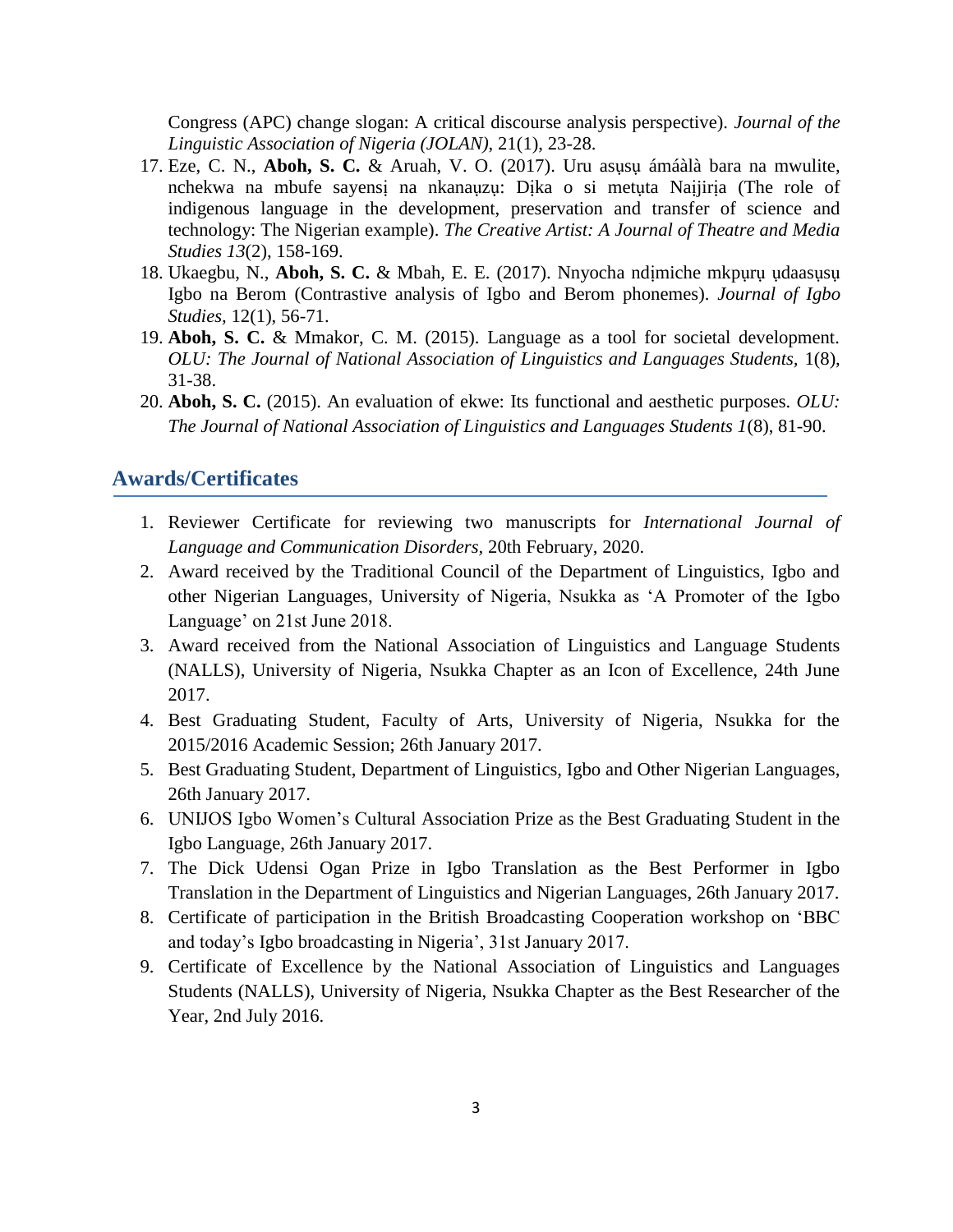Congress (APC) change slogan: A critical discourse analysis perspective). *Journal of the Linguistic Association of Nigeria (JOLAN)*, 21(1), 23-28.

17. Eze, C. N., **Aboh, S. C.** & Aruah, V. O. (2017). Uru asụsụ ámáàlà bara na mwulite, nchekwa na mbufe sayensị na nkanaụzụ: Dịka o si metụta Naịjirịa (The role of indigenous language in the development, preservation and transfer of science and technology: The Nigerian example). *The Creative Artist: A Journal of Theatre and Media Studies 13*(2), 158-169.
18. Ukaegbu, N., **Aboh, S. C.** & Mbah, E. E. (2017). Nnyocha ndịmiche mkpụrụ ụdaasụsụ Igbo na Berom (Contrastive analysis of Igbo and Berom phonemes). *Journal of Igbo Studies,* 12(1), 56-71.
19. **Aboh, S. C.** & Mmakor, C. M. (2015). Language as a tool for societal development. *OLU: The Journal of National Association of Linguistics and Languages Students*, 1(8), 31-38.
20. **Aboh, S. C.** (2015). An evaluation of ekwe: Its functional and aesthetic purposes. *OLU: The Journal of National Association of Linguistics and Languages Students 1*(8), 81-90.

## Awards/Certificates

1. Reviewer Certificate for reviewing two manuscripts for *International Journal of Language and Communication Disorders*, 20th February, 2020.
2. Award received by the Traditional Council of the Department of Linguistics, Igbo and other Nigerian Languages, University of Nigeria, Nsukka as 'A Promoter of the Igbo Language' on 21st June 2018.
3. Award received from the National Association of Linguistics and Language Students (NALLS), University of Nigeria, Nsukka Chapter as an Icon of Excellence, 24th June 2017.
4. Best Graduating Student, Faculty of Arts, University of Nigeria, Nsukka for the 2015/2016 Academic Session; 26th January 2017.
5. Best Graduating Student, Department of Linguistics, Igbo and Other Nigerian Languages, 26th January 2017.
6. UNIJOS Igbo Women's Cultural Association Prize as the Best Graduating Student in the Igbo Language, 26th January 2017.
7. The Dick Udensi Ogan Prize in Igbo Translation as the Best Performer in Igbo Translation in the Department of Linguistics and Nigerian Languages, 26th January 2017.
8. Certificate of participation in the British Broadcasting Cooperation workshop on 'BBC and today's Igbo broadcasting in Nigeria', 31st January 2017.
9. Certificate of Excellence by the National Association of Linguistics and Languages Students (NALLS), University of Nigeria, Nsukka Chapter as the Best Researcher of the Year, 2nd July 2016.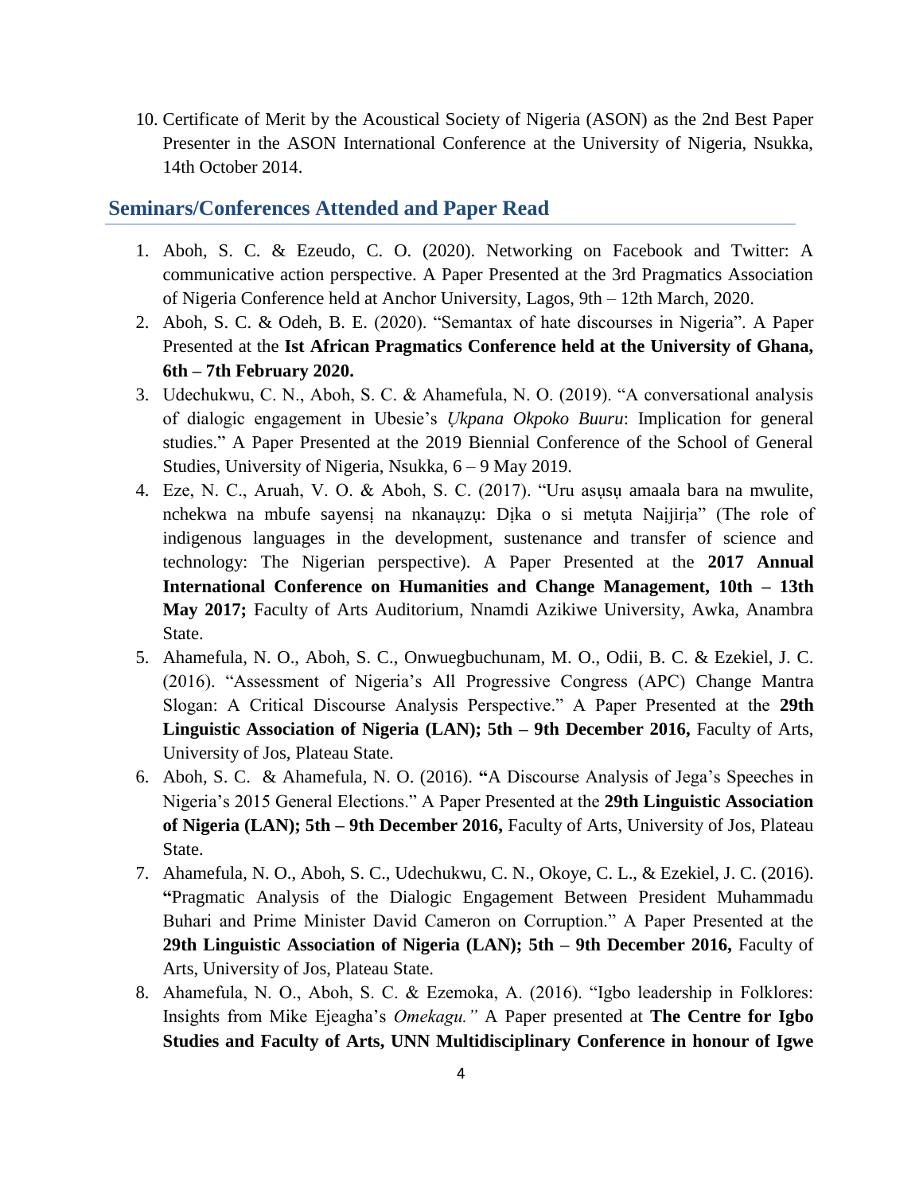10. Certificate of Merit by the Acoustical Society of Nigeria (ASON) as the 2nd Best Paper Presenter in the ASON International Conference at the University of Nigeria, Nsukka, 14th October 2014.

## Seminars/Conferences Attended and Paper Read

1. Aboh, S. C. & Ezeudo, C. O. (2020). Networking on Facebook and Twitter: A communicative action perspective. A Paper Presented at the 3rd Pragmatics Association of Nigeria Conference held at Anchor University, Lagos, 9th – 12th March, 2020.
2. Aboh, S. C. & Odeh, B. E. (2020). "Semantax of hate discourses in Nigeria". A Paper Presented at the **Ist African Pragmatics Conference held at the University of Ghana, 6th – 7th February 2020.**
3. Udechukwu, C. N., Aboh, S. C. & Ahamefula, N. O. (2019). "A conversational analysis of dialogic engagement in Ubesie's *Ụkpana Okpoko Buuru*: Implication for general studies." A Paper Presented at the 2019 Biennial Conference of the School of General Studies, University of Nigeria, Nsukka, 6 – 9 May 2019.
4. Eze, N. C., Aruah, V. O. & Aboh, S. C. (2017). "Uru asụsụ amaala bara na mwulite, nchekwa na mbufe sayensị na nkanaụzụ: Dịka o si metụta Naịjirịa" (The role of indigenous languages in the development, sustenance and transfer of science and technology: The Nigerian perspective). A Paper Presented at the **2017 Annual International Conference on Humanities and Change Management, 10th – 13th May 2017;** Faculty of Arts Auditorium, Nnamdi Azikiwe University, Awka, Anambra State.
5. Ahamefula, N. O., Aboh, S. C., Onwuegbuchunam, M. O., Odii, B. C. & Ezekiel, J. C. (2016). "Assessment of Nigeria's All Progressive Congress (APC) Change Mantra Slogan: A Critical Discourse Analysis Perspective." A Paper Presented at the **29th Linguistic Association of Nigeria (LAN); 5th – 9th December 2016,** Faculty of Arts, University of Jos, Plateau State.
6. Aboh, S. C. & Ahamefula, N. O. (2016). **"**A Discourse Analysis of Jega's Speeches in Nigeria's 2015 General Elections." A Paper Presented at the **29th Linguistic Association of Nigeria (LAN); 5th – 9th December 2016,** Faculty of Arts, University of Jos, Plateau State.
7. Ahamefula, N. O., Aboh, S. C., Udechukwu, C. N., Okoye, C. L., & Ezekiel, J. C. (2016). **"**Pragmatic Analysis of the Dialogic Engagement Between President Muhammadu Buhari and Prime Minister David Cameron on Corruption." A Paper Presented at the **29th Linguistic Association of Nigeria (LAN); 5th – 9th December 2016,** Faculty of Arts, University of Jos, Plateau State.
8. Ahamefula, N. O., Aboh, S. C. & Ezemoka, A. (2016). "Igbo leadership in Folklores: Insights from Mike Ejeagha's *Omekagu."* A Paper presented at **The Centre for Igbo Studies and Faculty of Arts, UNN Multidisciplinary Conference in honour of Igwe**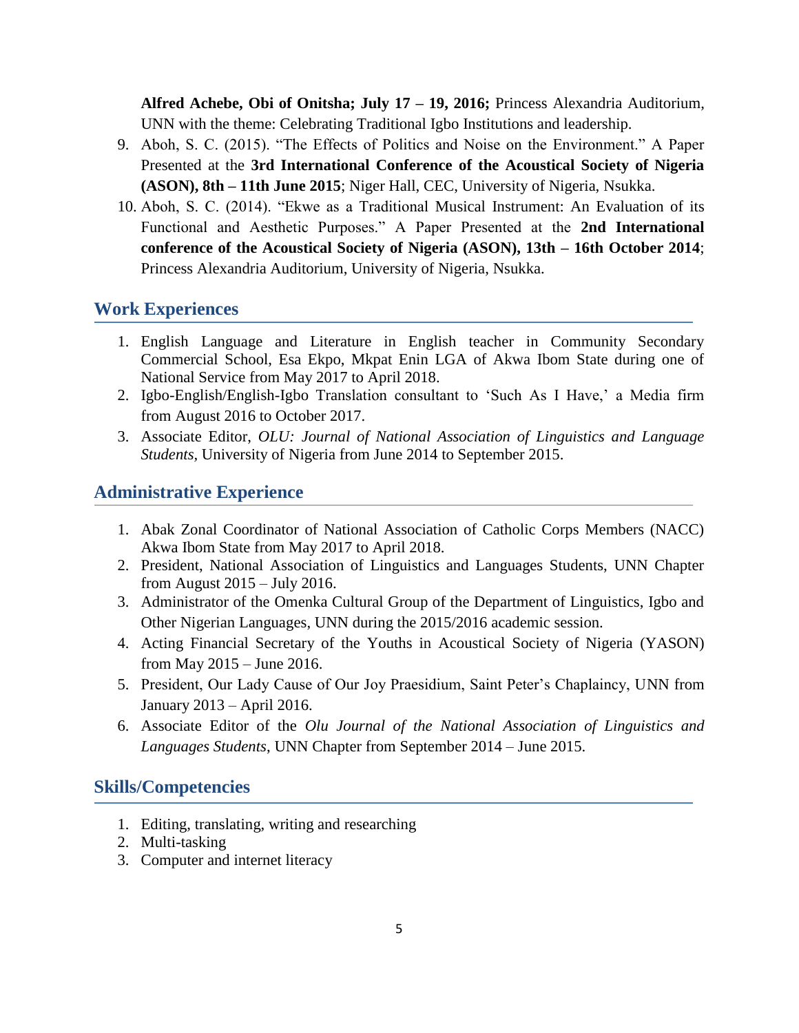**Alfred Achebe, Obi of Onitsha; July 17 – 19, 2016;** Princess Alexandria Auditorium, UNN with the theme: Celebrating Traditional Igbo Institutions and leadership.

9. Aboh, S. C. (2015). "The Effects of Politics and Noise on the Environment." A Paper Presented at the **3rd International Conference of the Acoustical Society of Nigeria (ASON), 8th – 11th June 2015**; Niger Hall, CEC, University of Nigeria, Nsukka.
10. Aboh, S. C. (2014). "Ekwe as a Traditional Musical Instrument: An Evaluation of its Functional and Aesthetic Purposes." A Paper Presented at the **2nd International conference of the Acoustical Society of Nigeria (ASON), 13th – 16th October 2014**; Princess Alexandria Auditorium, University of Nigeria, Nsukka.

## Work Experiences

1. English Language and Literature in English teacher in Community Secondary Commercial School, Esa Ekpo, Mkpat Enin LGA of Akwa Ibom State during one of National Service from May 2017 to April 2018.
2. Igbo-English/English-Igbo Translation consultant to 'Such As I Have,' a Media firm from August 2016 to October 2017.
3. Associate Editor, *OLU: Journal of National Association of Linguistics and Language Students*, University of Nigeria from June 2014 to September 2015.

## Administrative Experience

1. Abak Zonal Coordinator of National Association of Catholic Corps Members (NACC) Akwa Ibom State from May 2017 to April 2018.
2. President, National Association of Linguistics and Languages Students, UNN Chapter from August 2015 – July 2016.
3. Administrator of the Omenka Cultural Group of the Department of Linguistics, Igbo and Other Nigerian Languages, UNN during the 2015/2016 academic session.
4. Acting Financial Secretary of the Youths in Acoustical Society of Nigeria (YASON) from May 2015 – June 2016.
5. President, Our Lady Cause of Our Joy Praesidium, Saint Peter's Chaplaincy, UNN from January 2013 – April 2016.
6. Associate Editor of the *Olu Journal of the National Association of Linguistics and Languages Students*, UNN Chapter from September 2014 – June 2015.

## Skills/Competencies

1. Editing, translating, writing and researching
2. Multi-tasking
3. Computer and internet literacy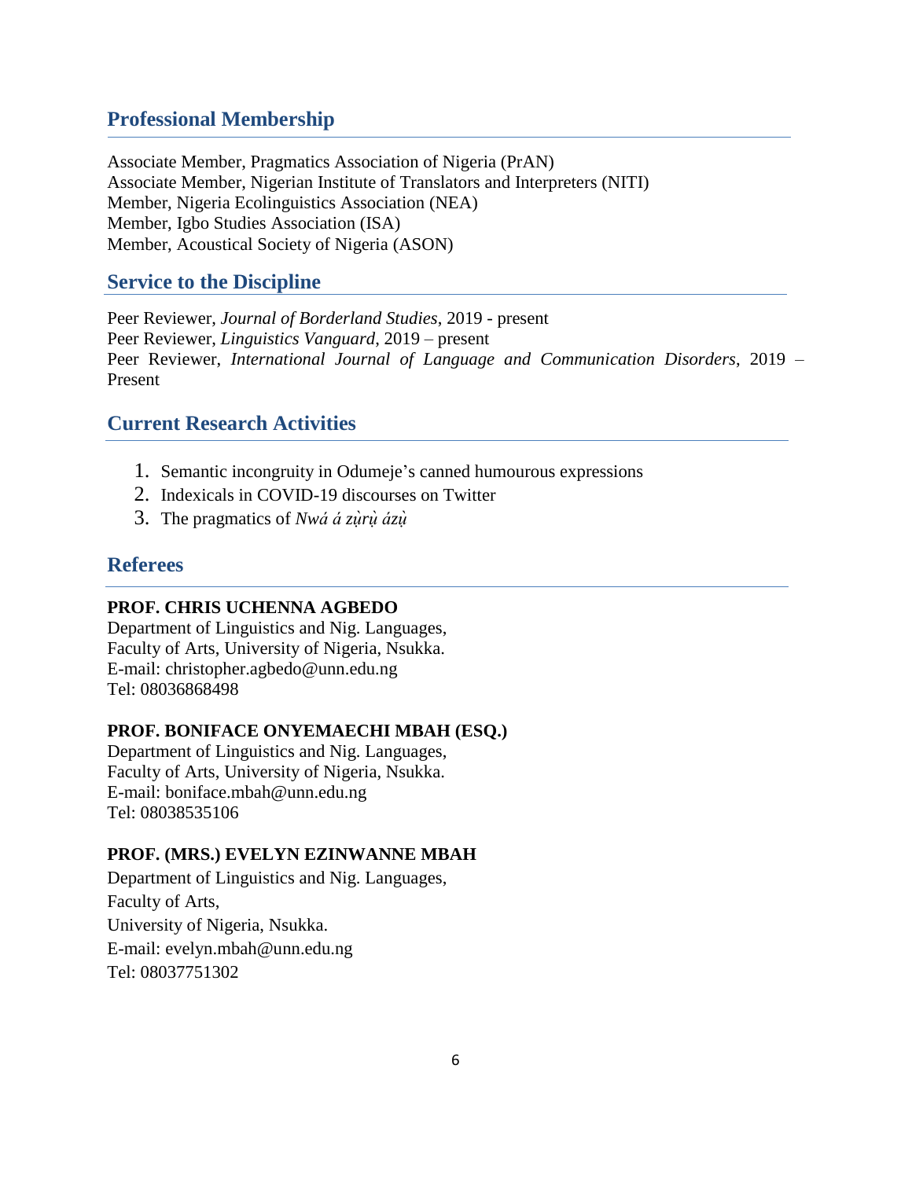## Professional Membership

Associate Member, Pragmatics Association of Nigeria (PrAN)
Associate Member, Nigerian Institute of Translators and Interpreters (NITI)
Member, Nigeria Ecolinguistics Association (NEA)
Member, Igbo Studies Association (ISA)
Member, Acoustical Society of Nigeria (ASON)

## Service to the Discipline

Peer Reviewer, *Journal of Borderland Studies*, 2019 - present
Peer Reviewer, *Linguistics Vanguard*, 2019 – present
Peer Reviewer, *International Journal of Language and Communication Disorders*, 2019 – Present

## Current Research Activities

1. Semantic incongruity in Odumeje's canned humourous expressions
2. Indexicals in COVID-19 discourses on Twitter
3. The pragmatics of *Nwá á zụ̀rụ̀ ázụ̀*

## Referees

**PROF. CHRIS UCHENNA AGBEDO**
Department of Linguistics and Nig. Languages,
Faculty of Arts, University of Nigeria, Nsukka.
E-mail: christopher.agbedo@unn.edu.ng
Tel: 08036868498

**PROF. BONIFACE ONYEMAECHI MBAH (ESQ.)**
Department of Linguistics and Nig. Languages,
Faculty of Arts, University of Nigeria, Nsukka.
E-mail: boniface.mbah@unn.edu.ng
Tel: 08038535106

**PROF. (MRS.) EVELYN EZINWANNE MBAH**
Department of Linguistics and Nig. Languages,
Faculty of Arts,
University of Nigeria, Nsukka.
E-mail: evelyn.mbah@unn.edu.ng
Tel: 08037751302